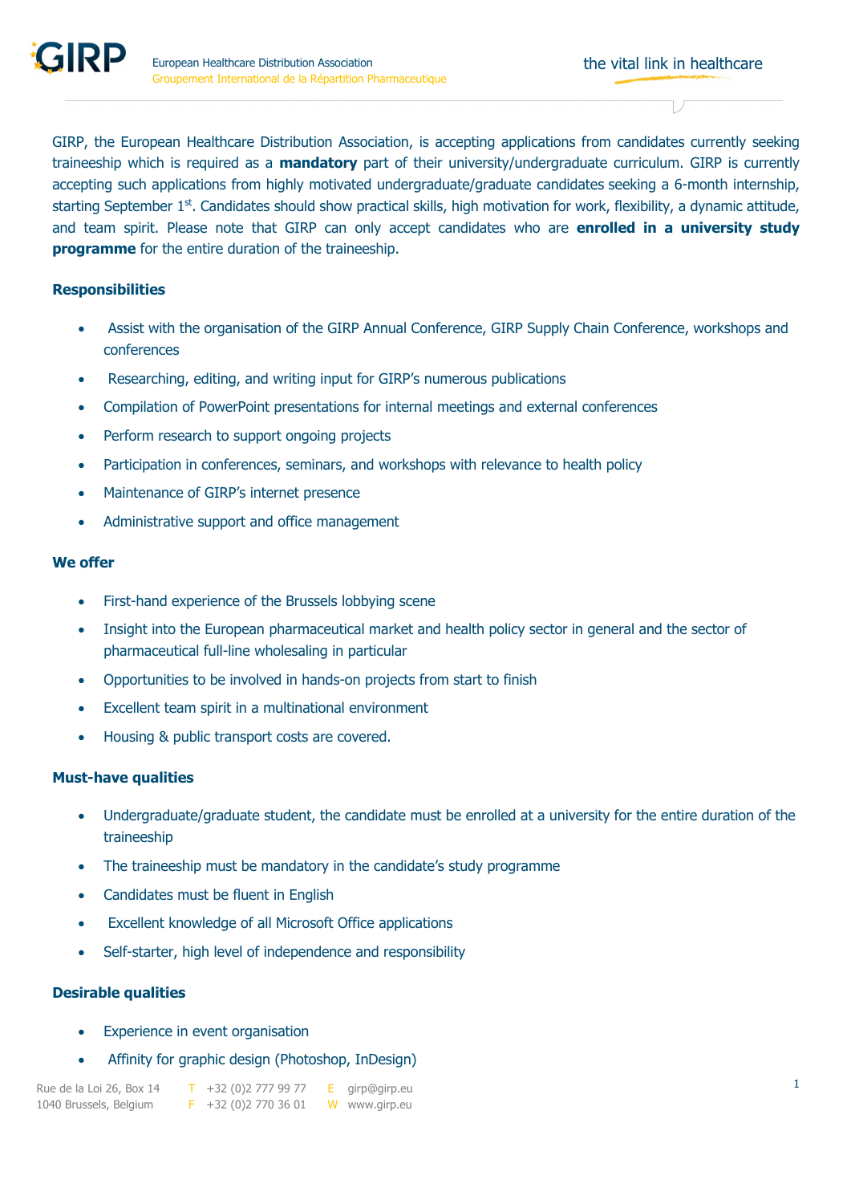GIRP, the European Healthcare Distribution Association, is accepting applications from candidates currently seeking traineeship which is required as a **mandatory** part of their university/undergraduate curriculum. GIRP is currently accepting such applications from highly motivated undergraduate/graduate candidates seeking a 6-month internship, starting September 1st. Candidates should show practical skills, high motivation for work, flexibility, a dynamic attitude, and team spirit. Please note that GIRP can only accept candidates who are **enrolled in a university study programme** for the entire duration of the traineeship.

### Responsibilities

- Assist with the organisation of the GIRP Annual Conference, GIRP Supply Chain Conference, workshops and conferences
- Researching, editing, and writing input for GIRP's numerous publications
- Compilation of PowerPoint presentations for internal meetings and external conferences
- Perform research to support ongoing projects
- Participation in conferences, seminars, and workshops with relevance to health policy
- Maintenance of GIRP's internet presence
- Administrative support and office management

### We offer

- First-hand experience of the Brussels lobbying scene
- Insight into the European pharmaceutical market and health policy sector in general and the sector of pharmaceutical full-line wholesaling in particular
- Opportunities to be involved in hands-on projects from start to finish
- Excellent team spirit in a multinational environment
- Housing & public transport costs are covered.

### Must-have qualities

- Undergraduate/graduate student, the candidate must be enrolled at a university for the entire duration of the traineeship
- The traineeship must be mandatory in the candidate's study programme
- Candidates must be fluent in English
- Excellent knowledge of all Microsoft Office applications
- Self-starter, high level of independence and responsibility

### Desirable qualities

- Experience in event organisation
- Affinity for graphic design (Photoshop, InDesign)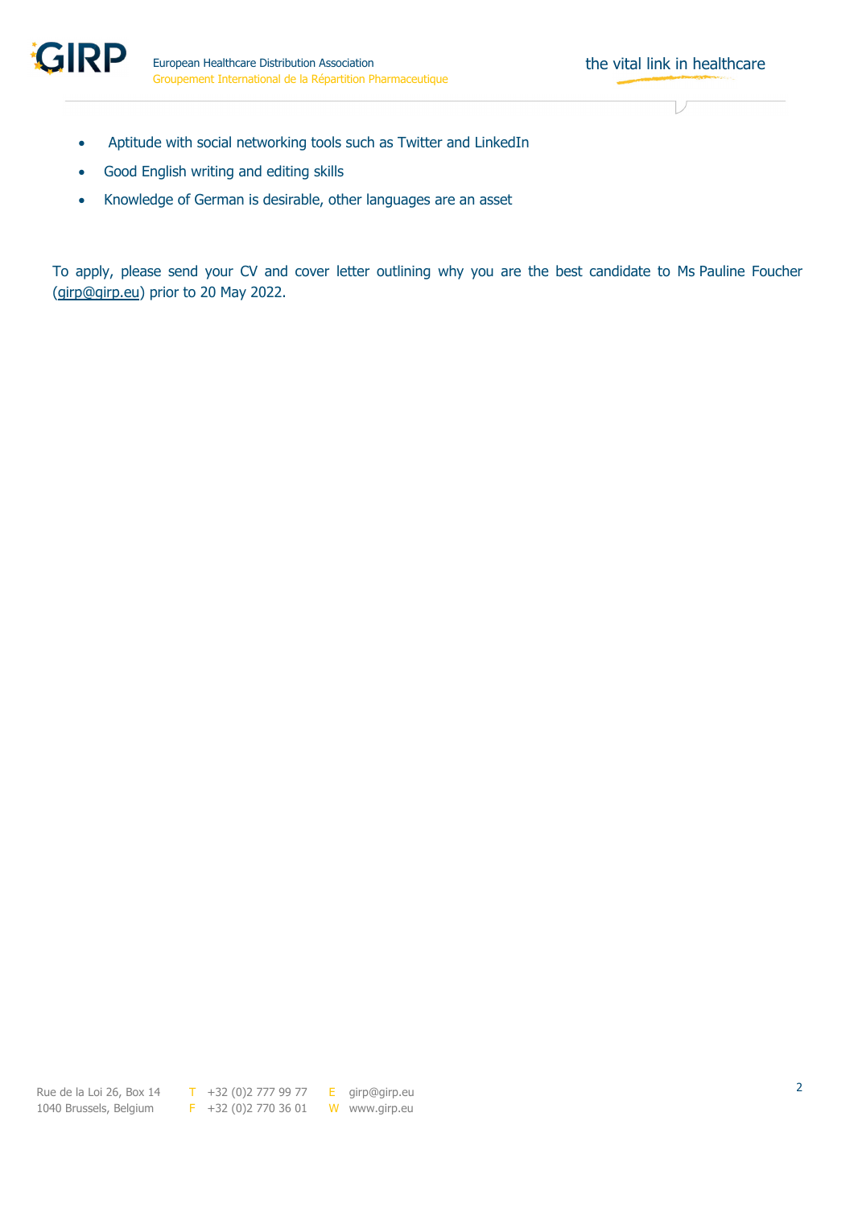- Aptitude with social networking tools such as Twitter and LinkedIn
- Good English writing and editing skills
- Knowledge of German is desirable, other languages are an asset

To apply, please send your CV and cover letter outlining why you are the best candidate to Ms Pauline Foucher (girp@girp.eu) prior to 20 May 2022.